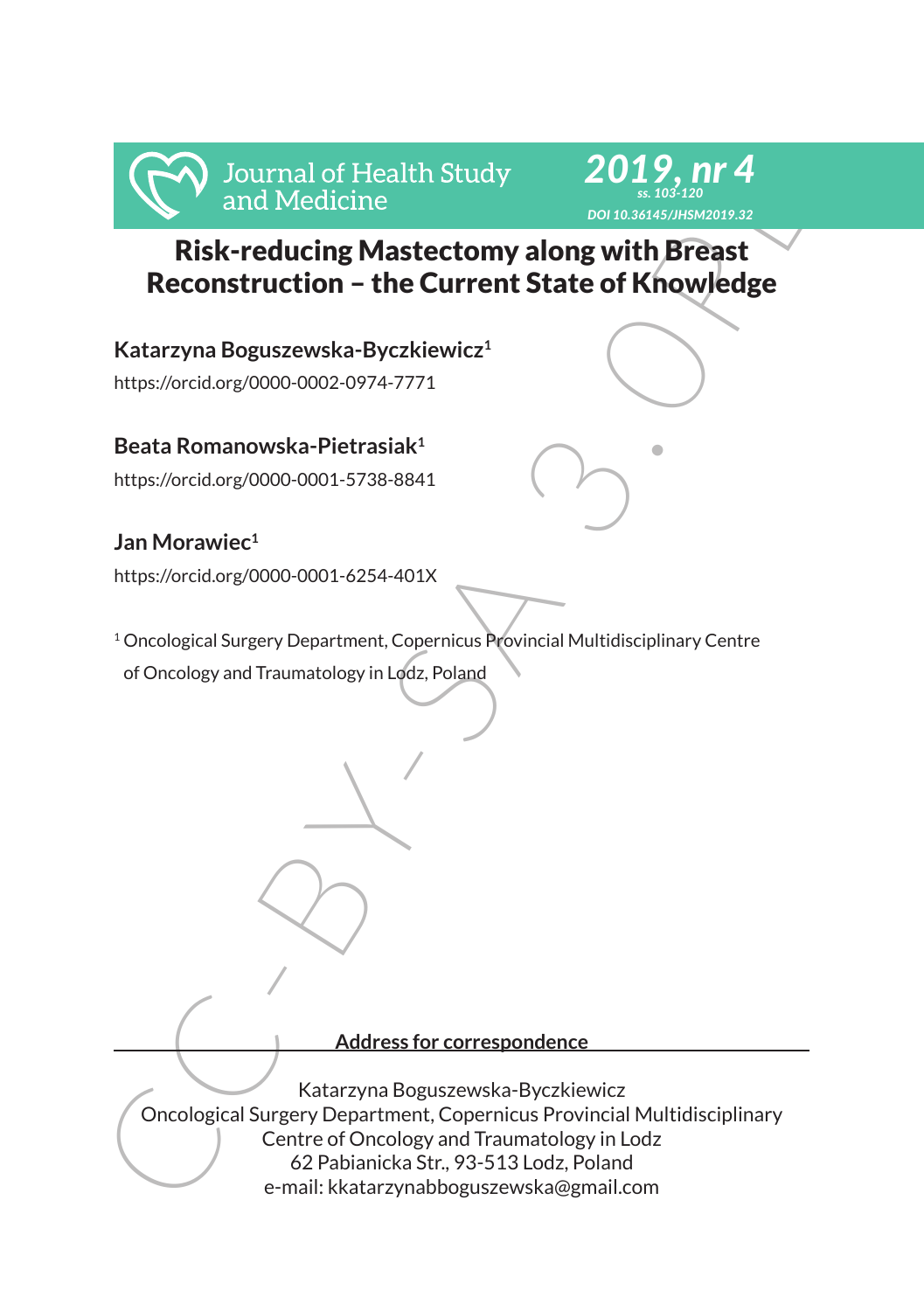# Risk-reducing Mastectomy along with Breast Reconstruction – the Current State of Knowledge

**Katarzyna Boguszewska-Byczkiewicz**[1]

https://orcid.org/0000-0002-0974-7771

**Beata Romanowska-Pietrasiak**[1]

https://orcid.org/0000-0001-5738-8841

**Jan Morawiec**[1]

https://orcid.org/0000-0001-6254-401X

[1] Oncological Surgery Department, Copernicus Provincial Multidisciplinary Centre of Oncology and Traumatology in Lodz, Poland

**Address for correspondence**

Katarzyna Boguszewska-Byczkiewicz
Oncological Surgery Department, Copernicus Provincial Multidisciplinary Centre of Oncology and Traumatology in Lodz
62 Pabianicka Str., 93-513 Lodz, Poland
e-mail: kkatarzynabboguszewska@gmail.com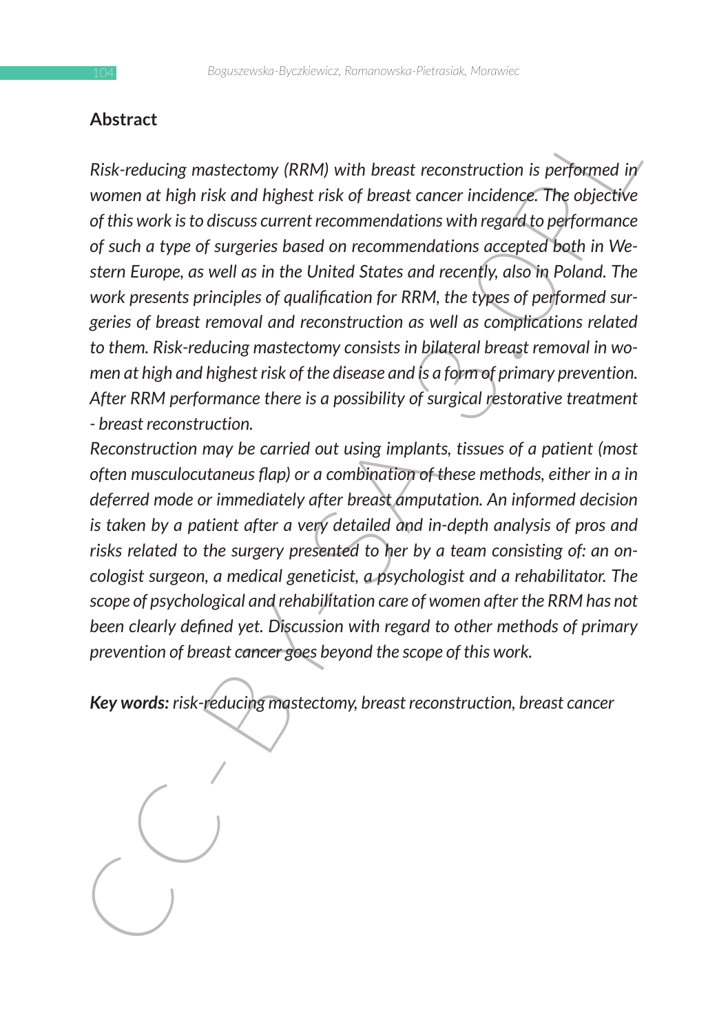## Abstract

*Risk-reducing mastectomy (RRM) with breast reconstruction is performed in women at high risk and highest risk of breast cancer incidence. The objective of this work is to discuss current recommendations with regard to performance of such a type of surgeries based on recommendations accepted both in Western Europe, as well as in the United States and recently, also in Poland. The work presents principles of qualification for RRM, the types of performed surgeries of breast removal and reconstruction as well as complications related to them. Risk-reducing mastectomy consists in bilateral breast removal in women at high and highest risk of the disease and is a form of primary prevention. After RRM performance there is a possibility of surgical restorative treatment - breast reconstruction.*

*Reconstruction may be carried out using implants, tissues of a patient (most often musculocutaneus flap) or a combination of these methods, either in a in deferred mode or immediately after breast amputation. An informed decision is taken by a patient after a very detailed and in-depth analysis of pros and risks related to the surgery presented to her by a team consisting of: an oncologist surgeon, a medical geneticist, a psychologist and a rehabilitator. The scope of psychological and rehabilitation care of women after the RRM has not been clearly defined yet. Discussion with regard to other methods of primary prevention of breast cancer goes beyond the scope of this work.*

***Key words:*** *risk-reducing mastectomy, breast reconstruction, breast cancer*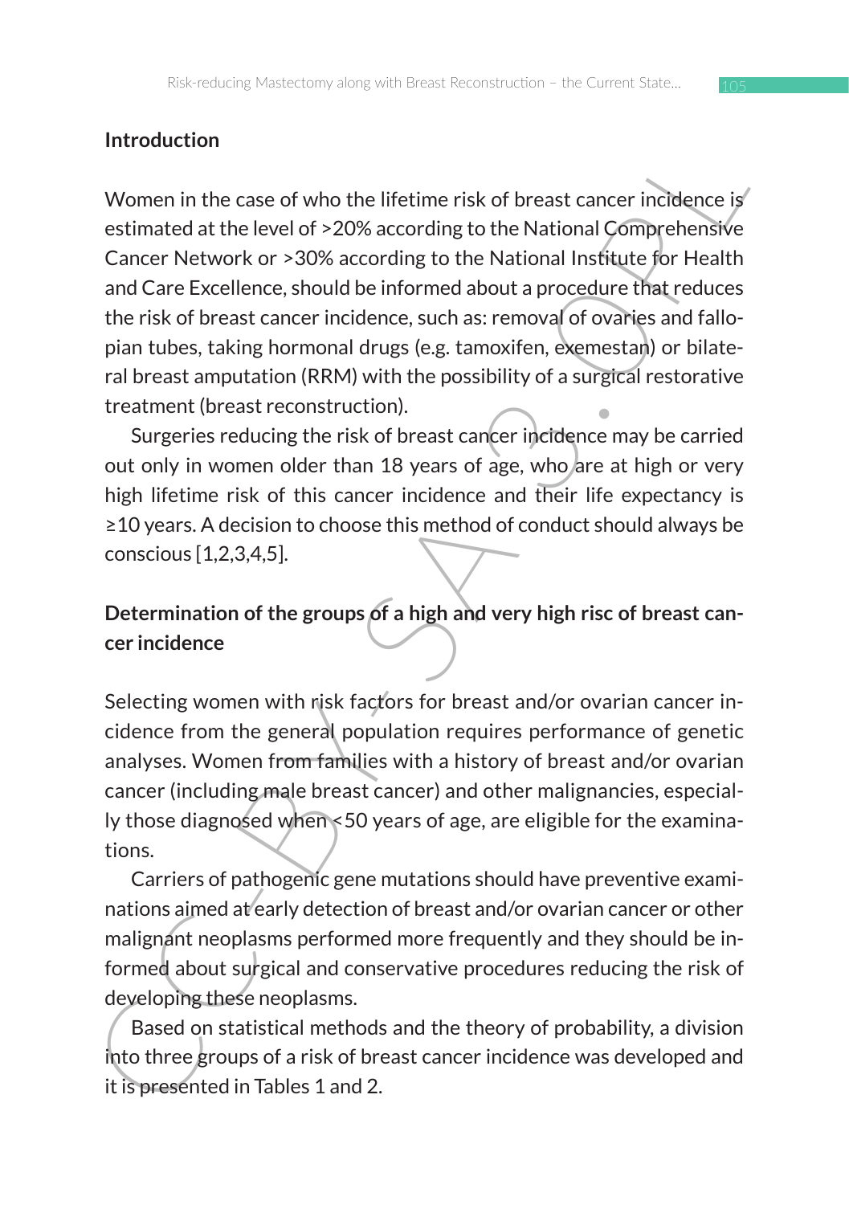## Introduction

Women in the case of who the lifetime risk of breast cancer incidence is estimated at the level of >20% according to the National Comprehensive Cancer Network or >30% according to the National Institute for Health and Care Excellence, should be informed about a procedure that reduces the risk of breast cancer incidence, such as: removal of ovaries and fallopian tubes, taking hormonal drugs (e.g. tamoxifen, exemestan) or bilateral breast amputation (RRM) with the possibility of a surgical restorative treatment (breast reconstruction).

Surgeries reducing the risk of breast cancer incidence may be carried out only in women older than 18 years of age, who are at high or very high lifetime risk of this cancer incidence and their life expectancy is ≥10 years. A decision to choose this method of conduct should always be conscious [1,2,3,4,5].

## Determination of the groups of a high and very high risc of breast cancer incidence

Selecting women with risk factors for breast and/or ovarian cancer incidence from the general population requires performance of genetic analyses. Women from families with a history of breast and/or ovarian cancer (including male breast cancer) and other malignancies, especially those diagnosed when <50 years of age, are eligible for the examinations.

Carriers of pathogenic gene mutations should have preventive examinations aimed at early detection of breast and/or ovarian cancer or other malignant neoplasms performed more frequently and they should be informed about surgical and conservative procedures reducing the risk of developing these neoplasms.

Based on statistical methods and the theory of probability, a division into three groups of a risk of breast cancer incidence was developed and it is presented in Tables 1 and 2.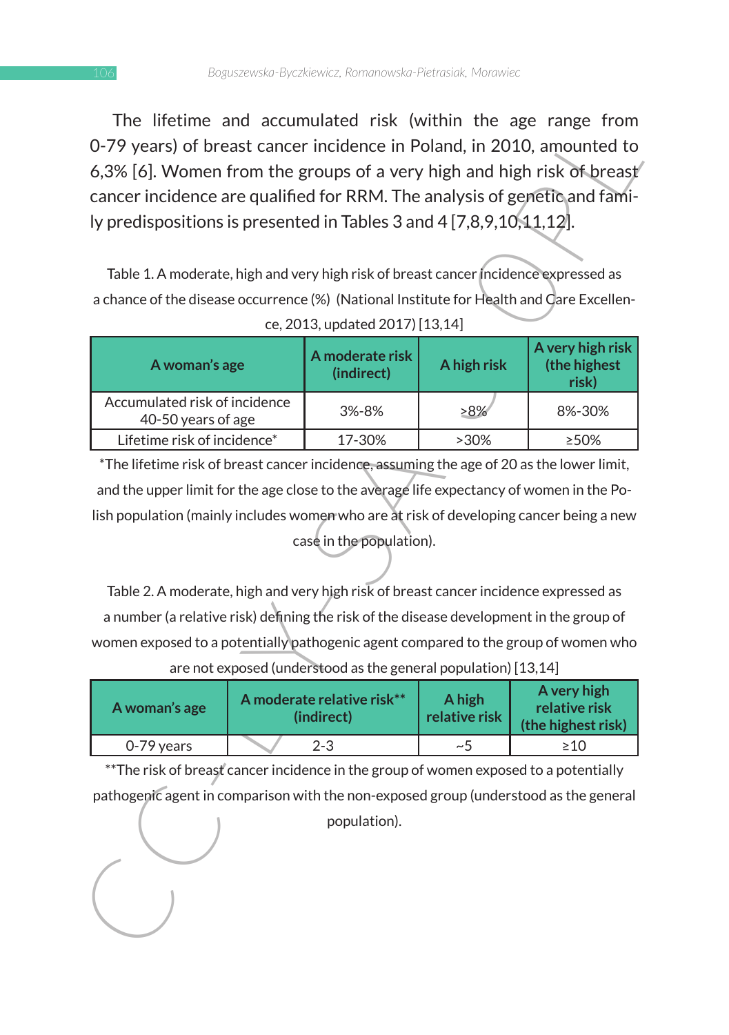The lifetime and accumulated risk (within the age range from 0-79 years) of breast cancer incidence in Poland, in 2010, amounted to 6,3% [6]. Women from the groups of a very high and high risk of breast cancer incidence are qualified for RRM. The analysis of genetic and family predispositions is presented in Tables 3 and 4 [7,8,9,10,11,12].

Table 1. A moderate, high and very high risk of breast cancer incidence expressed as a chance of the disease occurrence (%) (National Institute for Health and Care Excellence, 2013, updated 2017) [13,14]

| A woman's age | A moderate risk (indirect) | A high risk | A very high risk (the highest risk) |
|---|---|---|---|
| Accumulated risk of incidence 40-50 years of age | 3%-8% | >8% | 8%-30% |
| Lifetime risk of incidence* | 17-30% | >30% | ≥50% |

*The lifetime risk of breast cancer incidence, assuming the age of 20 as the lower limit, and the upper limit for the age close to the average life expectancy of women in the Polish population (mainly includes women who are at risk of developing cancer being a new case in the population).

Table 2. A moderate, high and very high risk of breast cancer incidence expressed as a number (a relative risk) defining the risk of the disease development in the group of women exposed to a potentially pathogenic agent compared to the group of women who are not exposed (understood as the general population) [13,14]

| A woman's age | A moderate relative risk** (indirect) | A high relative risk | A very high relative risk (the highest risk) |
|---|---|---|---|
| 0-79 years | 2-3 | ~5 | ≥10 |

**The risk of breast cancer incidence in the group of women exposed to a potentially pathogenic agent in comparison with the non-exposed group (understood as the general population).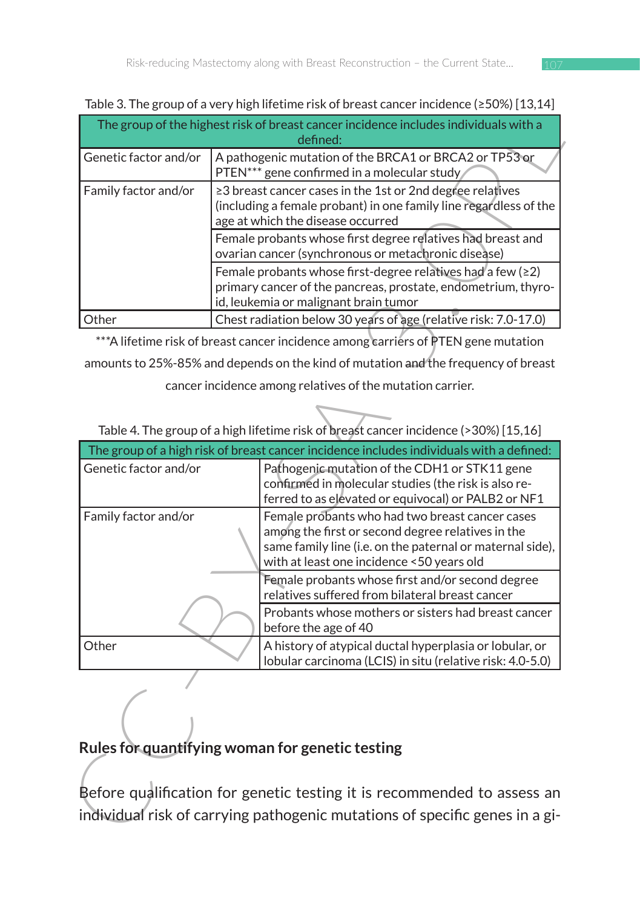Table 3. The group of a very high lifetime risk of breast cancer incidence (≥50%) [13,14]

| The group of the highest risk of breast cancer incidence includes individuals with a defined: | |
|---|---|
| Genetic factor and/or | A pathogenic mutation of the BRCA1 or BRCA2 or TP53 or PTEN*** gene confirmed in a molecular study |
| Family factor and/or | ≥3 breast cancer cases in the 1st or 2nd degree relatives (including a female probant) in one family line regardless of the age at which the disease occurred |
| | Female probants whose first degree relatives had breast and ovarian cancer (synchronous or metachronic disease) |
| | Female probants whose first-degree relatives had a few (≥2) primary cancer of the pancreas, prostate, endometrium, thyroid, leukemia or malignant brain tumor |
| Other | Chest radiation below 30 years of age (relative risk: 7.0-17.0) |

***A lifetime risk of breast cancer incidence among carriers of PTEN gene mutation amounts to 25%-85% and depends on the kind of mutation and the frequency of breast cancer incidence among relatives of the mutation carrier.

Table 4. The group of a high lifetime risk of breast cancer incidence (>30%) [15,16]

| The group of a high risk of breast cancer incidence includes individuals with a defined: | |
|---|---|
| Genetic factor and/or | Pathogenic mutation of the CDH1 or STK11 gene confirmed in molecular studies (the risk is also referred to as elevated or equivocal) or PALB2 or NF1 |
| Family factor and/or | Female probants who had two breast cancer cases among the first or second degree relatives in the same family line (i.e. on the paternal or maternal side), with at least one incidence <50 years old |
| | Female probants whose first and/or second degree relatives suffered from bilateral breast cancer |
| | Probants whose mothers or sisters had breast cancer before the age of 40 |
| Other | A history of atypical ductal hyperplasia or lobular, or lobular carcinoma (LCIS) in situ (relative risk: 4.0-5.0) |

## Rules for quantifying woman for genetic testing

Before qualification for genetic testing it is recommended to assess an individual risk of carrying pathogenic mutations of specific genes in a gi-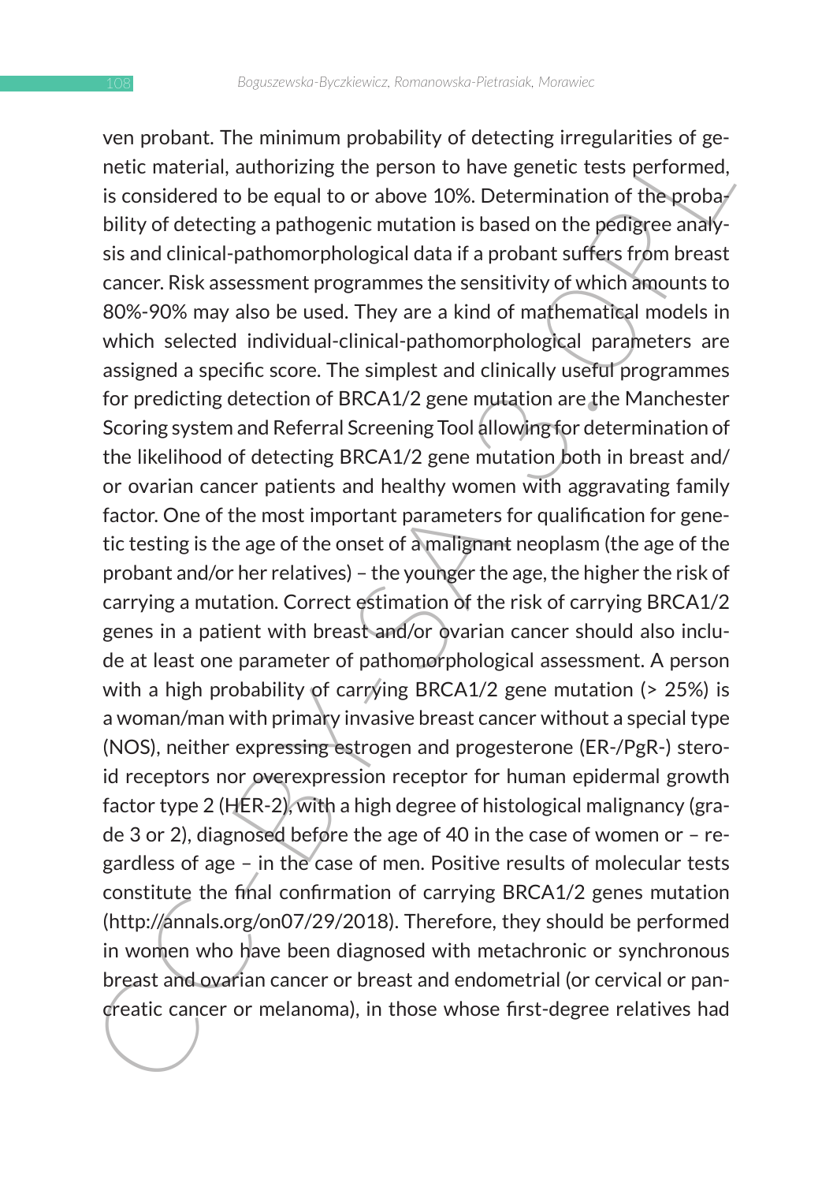ven probant. The minimum probability of detecting irregularities of genetic material, authorizing the person to have genetic tests performed, is considered to be equal to or above 10%. Determination of the probability of detecting a pathogenic mutation is based on the pedigree analysis and clinical-pathomorphological data if a probant suffers from breast cancer. Risk assessment programmes the sensitivity of which amounts to 80%-90% may also be used. They are a kind of mathematical models in which selected individual-clinical-pathomorphological parameters are assigned a specific score. The simplest and clinically useful programmes for predicting detection of BRCA1/2 gene mutation are the Manchester Scoring system and Referral Screening Tool allowing for determination of the likelihood of detecting BRCA1/2 gene mutation both in breast and/ or ovarian cancer patients and healthy women with aggravating family factor. One of the most important parameters for qualification for genetic testing is the age of the onset of a malignant neoplasm (the age of the probant and/or her relatives) – the younger the age, the higher the risk of carrying a mutation. Correct estimation of the risk of carrying BRCA1/2 genes in a patient with breast and/or ovarian cancer should also include at least one parameter of pathomorphological assessment. A person with a high probability of carrying BRCA1/2 gene mutation (> 25%) is a woman/man with primary invasive breast cancer without a special type (NOS), neither expressing estrogen and progesterone (ER-/PgR-) steroid receptors nor overexpression receptor for human epidermal growth factor type 2 (HER-2), with a high degree of histological malignancy (grade 3 or 2), diagnosed before the age of 40 in the case of women or – regardless of age – in the case of men. Positive results of molecular tests constitute the final confirmation of carrying BRCA1/2 genes mutation (http://annals.org/on07/29/2018). Therefore, they should be performed in women who have been diagnosed with metachronic or synchronous breast and ovarian cancer or breast and endometrial (or cervical or pancreatic cancer or melanoma), in those whose first-degree relatives had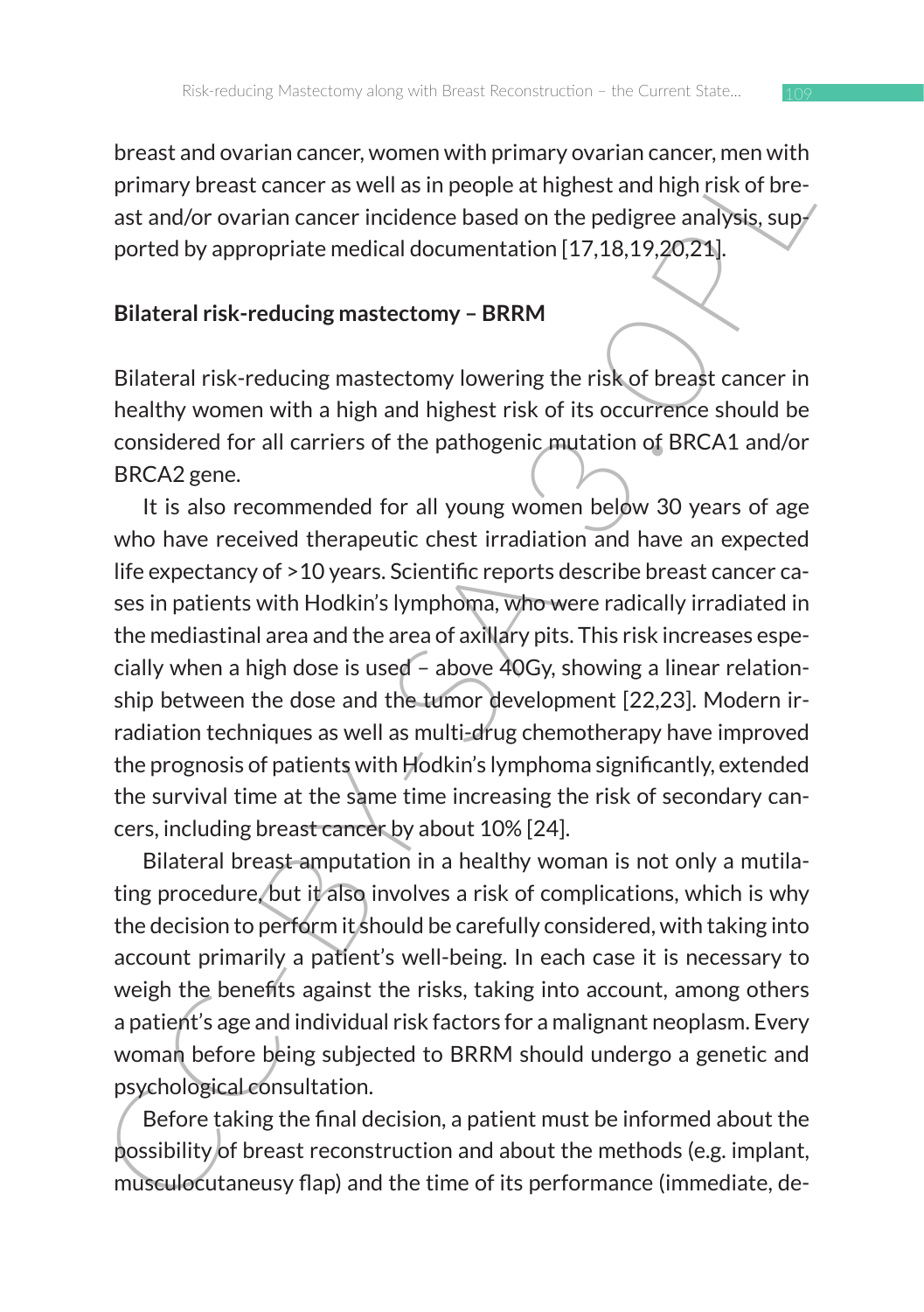breast and ovarian cancer, women with primary ovarian cancer, men with primary breast cancer as well as in people at highest and high risk of breast and/or ovarian cancer incidence based on the pedigree analysis, supported by appropriate medical documentation [17,18,19,20,21].

### Bilateral risk-reducing mastectomy – BRRM

Bilateral risk-reducing mastectomy lowering the risk of breast cancer in healthy women with a high and highest risk of its occurrence should be considered for all carriers of the pathogenic mutation of BRCA1 and/or BRCA2 gene.

It is also recommended for all young women below 30 years of age who have received therapeutic chest irradiation and have an expected life expectancy of >10 years. Scientific reports describe breast cancer cases in patients with Hodkin's lymphoma, who were radically irradiated in the mediastinal area and the area of axillary pits. This risk increases especially when a high dose is used – above 40Gy, showing a linear relationship between the dose and the tumor development [22,23]. Modern irradiation techniques as well as multi-drug chemotherapy have improved the prognosis of patients with Hodkin's lymphoma significantly, extended the survival time at the same time increasing the risk of secondary cancers, including breast cancer by about 10% [24].

Bilateral breast amputation in a healthy woman is not only a mutilating procedure, but it also involves a risk of complications, which is why the decision to perform it should be carefully considered, with taking into account primarily a patient's well-being. In each case it is necessary to weigh the benefits against the risks, taking into account, among others a patient's age and individual risk factors for a malignant neoplasm. Every woman before being subjected to BRRM should undergo a genetic and psychological consultation.

Before taking the final decision, a patient must be informed about the possibility of breast reconstruction and about the methods (e.g. implant, musculocutaneusy flap) and the time of its performance (immediate, de-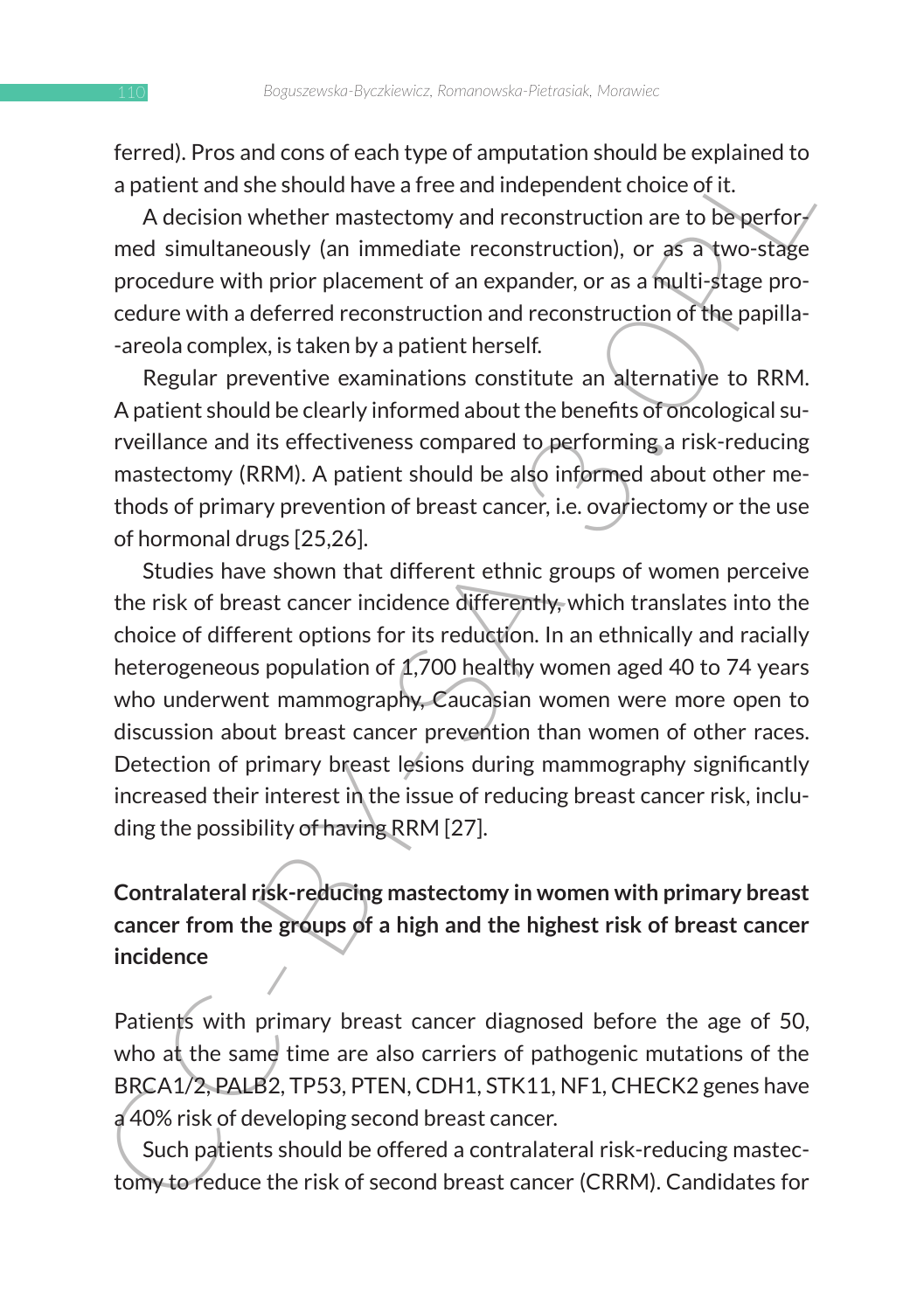ferred). Pros and cons of each type of amputation should be explained to a patient and she should have a free and independent choice of it.

A decision whether mastectomy and reconstruction are to be performed simultaneously (an immediate reconstruction), or as a two-stage procedure with prior placement of an expander, or as a multi-stage procedure with a deferred reconstruction and reconstruction of the papilla-areola complex, is taken by a patient herself.

Regular preventive examinations constitute an alternative to RRM. A patient should be clearly informed about the benefits of oncological surveillance and its effectiveness compared to performing a risk-reducing mastectomy (RRM). A patient should be also informed about other methods of primary prevention of breast cancer, i.e. ovariectomy or the use of hormonal drugs [25,26].

Studies have shown that different ethnic groups of women perceive the risk of breast cancer incidence differently, which translates into the choice of different options for its reduction. In an ethnically and racially heterogeneous population of 1,700 healthy women aged 40 to 74 years who underwent mammography, Caucasian women were more open to discussion about breast cancer prevention than women of other races. Detection of primary breast lesions during mammography significantly increased their interest in the issue of reducing breast cancer risk, including the possibility of having RRM [27].

## Contralateral risk-reducing mastectomy in women with primary breast cancer from the groups of a high and the highest risk of breast cancer incidence

Patients with primary breast cancer diagnosed before the age of 50, who at the same time are also carriers of pathogenic mutations of the BRCA1/2, PALB2, TP53, PTEN, CDH1, STK11, NF1, CHECK2 genes have a 40% risk of developing second breast cancer.

Such patients should be offered a contralateral risk-reducing mastectomy to reduce the risk of second breast cancer (CRRM). Candidates for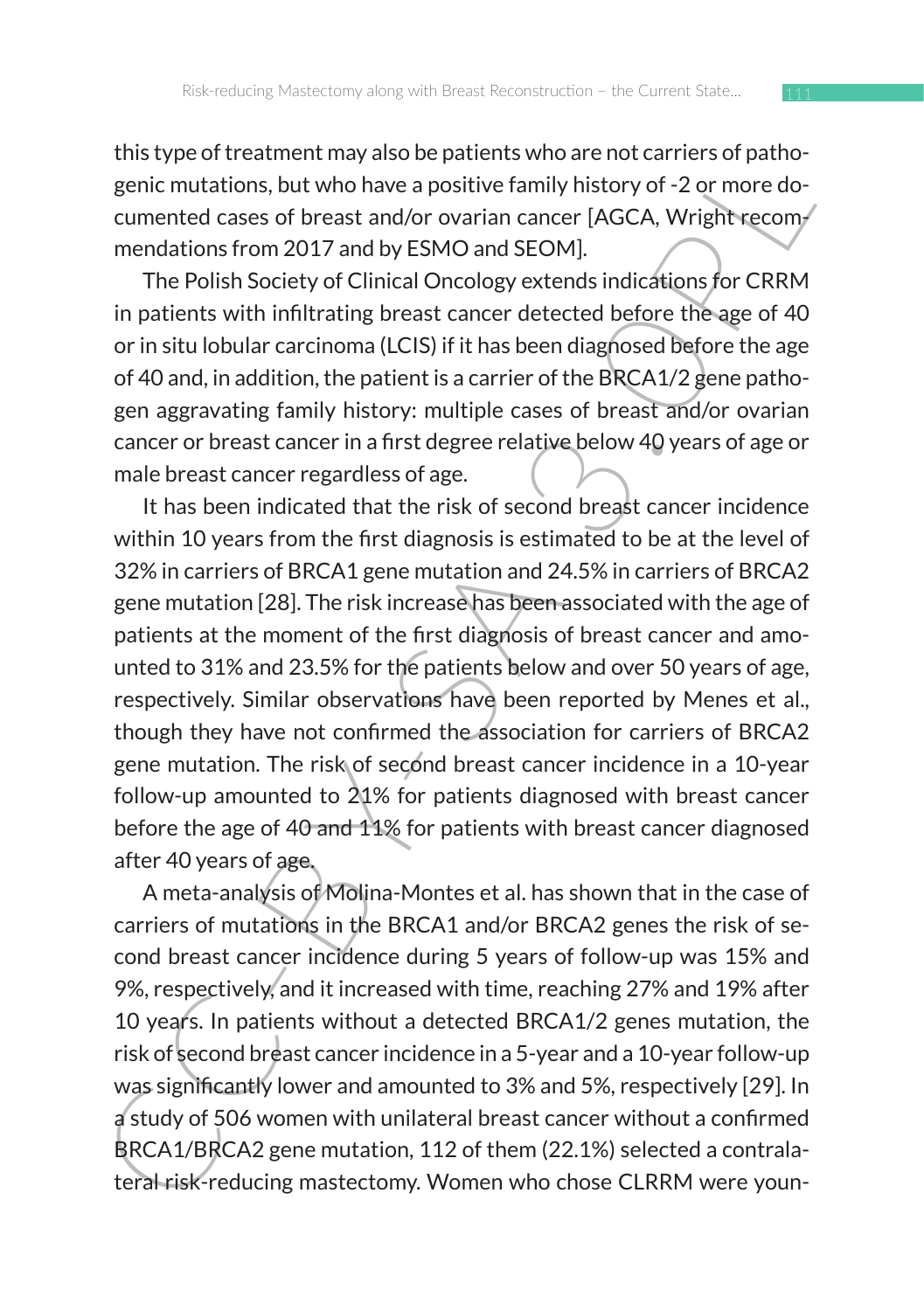this type of treatment may also be patients who are not carriers of pathogenic mutations, but who have a positive family history of -2 or more documented cases of breast and/or ovarian cancer [AGCA, Wright recommendations from 2017 and by ESMO and SEOM].

The Polish Society of Clinical Oncology extends indications for CRRM in patients with infiltrating breast cancer detected before the age of 40 or in situ lobular carcinoma (LCIS) if it has been diagnosed before the age of 40 and, in addition, the patient is a carrier of the BRCA1/2 gene pathogen aggravating family history: multiple cases of breast and/or ovarian cancer or breast cancer in a first degree relative below 40 years of age or male breast cancer regardless of age.

It has been indicated that the risk of second breast cancer incidence within 10 years from the first diagnosis is estimated to be at the level of 32% in carriers of BRCA1 gene mutation and 24.5% in carriers of BRCA2 gene mutation [28]. The risk increase has been associated with the age of patients at the moment of the first diagnosis of breast cancer and amounted to 31% and 23.5% for the patients below and over 50 years of age, respectively. Similar observations have been reported by Menes et al., though they have not confirmed the association for carriers of BRCA2 gene mutation. The risk of second breast cancer incidence in a 10-year follow-up amounted to 21% for patients diagnosed with breast cancer before the age of 40 and 11% for patients with breast cancer diagnosed after 40 years of age.

A meta-analysis of Molina-Montes et al. has shown that in the case of carriers of mutations in the BRCA1 and/or BRCA2 genes the risk of second breast cancer incidence during 5 years of follow-up was 15% and 9%, respectively, and it increased with time, reaching 27% and 19% after 10 years. In patients without a detected BRCA1/2 genes mutation, the risk of second breast cancer incidence in a 5-year and a 10-year follow-up was significantly lower and amounted to 3% and 5%, respectively [29]. In a study of 506 women with unilateral breast cancer without a confirmed BRCA1/BRCA2 gene mutation, 112 of them (22.1%) selected a contralateral risk-reducing mastectomy. Women who chose CLRRM were youn-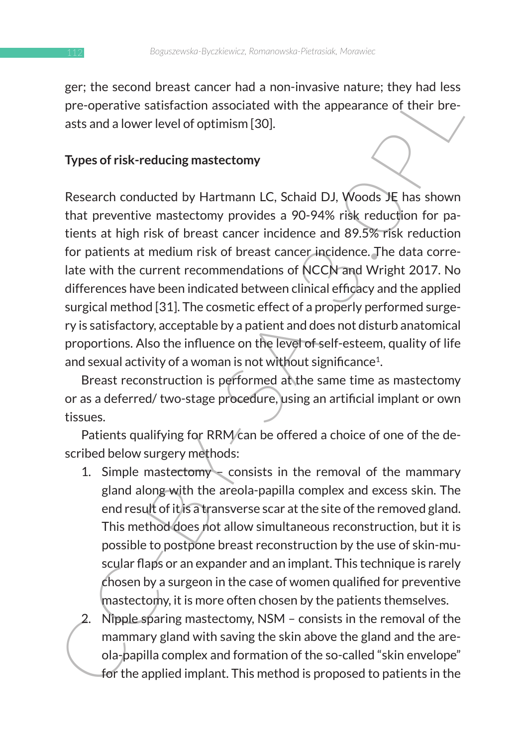ger; the second breast cancer had a non-invasive nature; they had less pre-operative satisfaction associated with the appearance of their breasts and a lower level of optimism [30].

## Types of risk-reducing mastectomy

Research conducted by Hartmann LC, Schaid DJ, Woods JE has shown that preventive mastectomy provides a 90-94% risk reduction for patients at high risk of breast cancer incidence and 89.5% risk reduction for patients at medium risk of breast cancer incidence. The data correlate with the current recommendations of NCCN and Wright 2017. No differences have been indicated between clinical efficacy and the applied surgical method [31]. The cosmetic effect of a properly performed surgery is satisfactory, acceptable by a patient and does not disturb anatomical proportions. Also the influence on the level of self-esteem, quality of life and sexual activity of a woman is not without significance[1].

Breast reconstruction is performed at the same time as mastectomy or as a deferred/ two-stage procedure, using an artificial implant or own tissues.

Patients qualifying for RRM can be offered a choice of one of the described below surgery methods:

1. Simple mastectomy – consists in the removal of the mammary gland along with the areola-papilla complex and excess skin. The end result of it is a transverse scar at the site of the removed gland. This method does not allow simultaneous reconstruction, but it is possible to postpone breast reconstruction by the use of skin-muscular flaps or an expander and an implant. This technique is rarely chosen by a surgeon in the case of women qualified for preventive mastectomy, it is more often chosen by the patients themselves.
2. Nipple sparing mastectomy, NSM – consists in the removal of the mammary gland with saving the skin above the gland and the areola-papilla complex and formation of the so-called "skin envelope" for the applied implant. This method is proposed to patients in the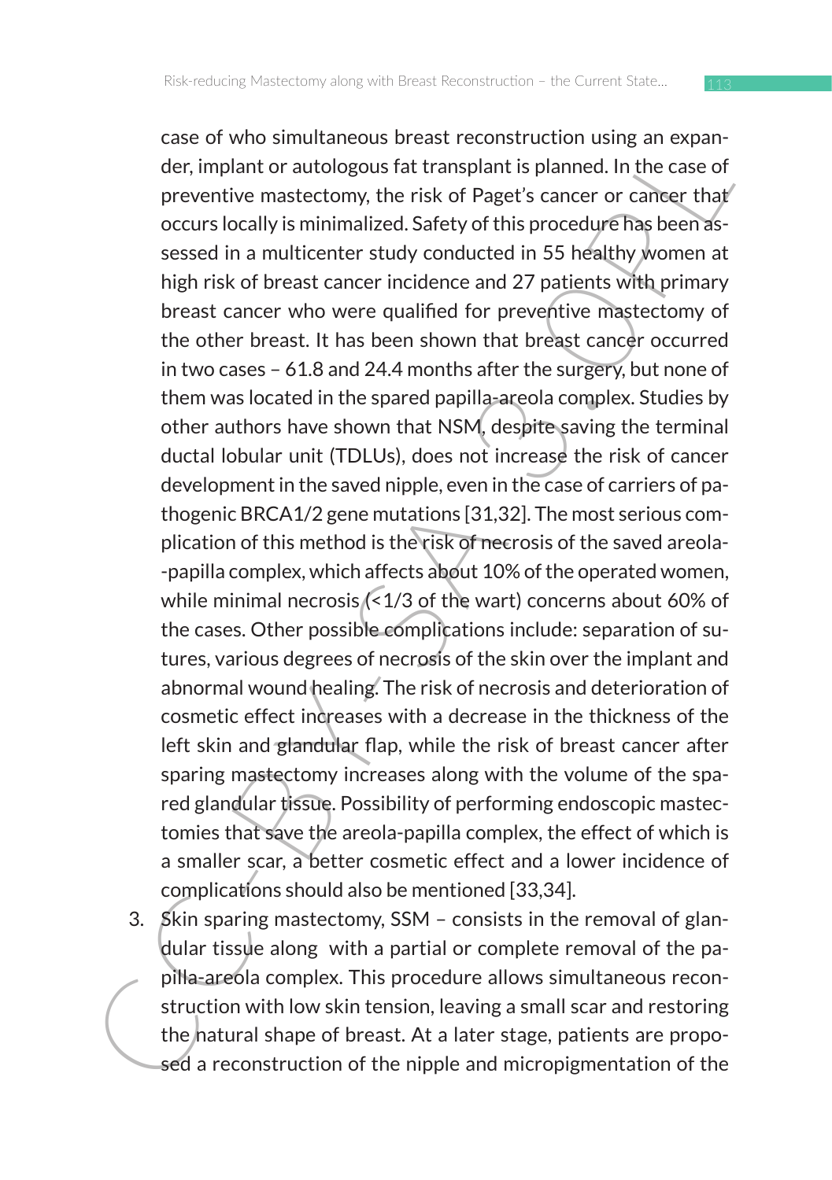case of who simultaneous breast reconstruction using an expander, implant or autologous fat transplant is planned. In the case of preventive mastectomy, the risk of Paget's cancer or cancer that occurs locally is minimalized. Safety of this procedure has been assessed in a multicenter study conducted in 55 healthy women at high risk of breast cancer incidence and 27 patients with primary breast cancer who were qualified for preventive mastectomy of the other breast. It has been shown that breast cancer occurred in two cases – 61.8 and 24.4 months after the surgery, but none of them was located in the spared papilla-areola complex. Studies by other authors have shown that NSM, despite saving the terminal ductal lobular unit (TDLUs), does not increase the risk of cancer development in the saved nipple, even in the case of carriers of pathogenic BRCA1/2 gene mutations [31,32]. The most serious complication of this method is the risk of necrosis of the saved areola--papilla complex, which affects about 10% of the operated women, while minimal necrosis (<1/3 of the wart) concerns about 60% of the cases. Other possible complications include: separation of sutures, various degrees of necrosis of the skin over the implant and abnormal wound healing. The risk of necrosis and deterioration of cosmetic effect increases with a decrease in the thickness of the left skin and glandular flap, while the risk of breast cancer after sparing mastectomy increases along with the volume of the spared glandular tissue. Possibility of performing endoscopic mastectomies that save the areola-papilla complex, the effect of which is a smaller scar, a better cosmetic effect and a lower incidence of complications should also be mentioned [33,34].

3. Skin sparing mastectomy, SSM – consists in the removal of glandular tissue along with a partial or complete removal of the papilla-areola complex. This procedure allows simultaneous reconstruction with low skin tension, leaving a small scar and restoring the natural shape of breast. At a later stage, patients are proposed a reconstruction of the nipple and micropigmentation of the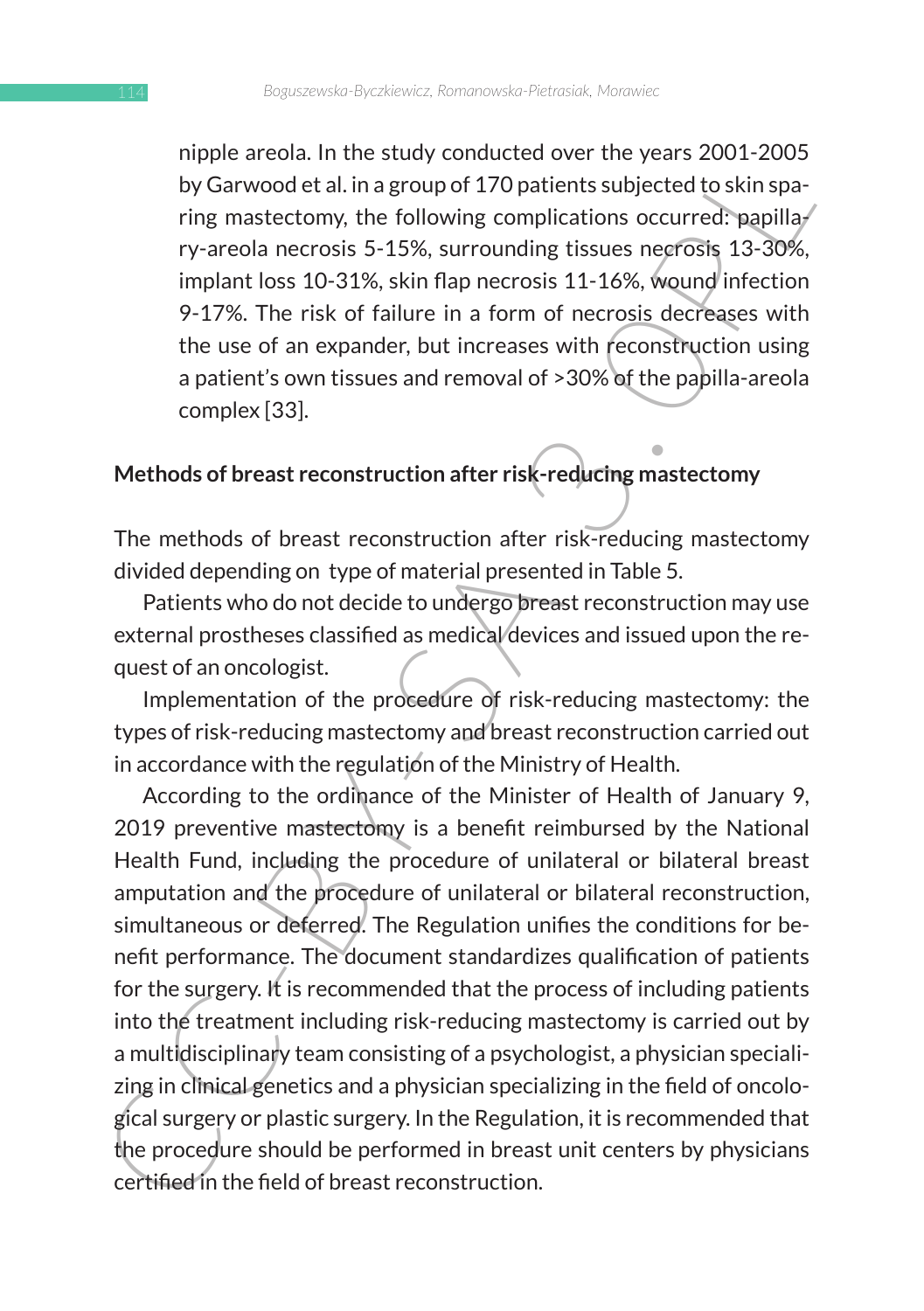nipple areola. In the study conducted over the years 2001-2005 by Garwood et al. in a group of 170 patients subjected to skin sparing mastectomy, the following complications occurred: papillary-areola necrosis 5-15%, surrounding tissues necrosis 13-30%, implant loss 10-31%, skin flap necrosis 11-16%, wound infection 9-17%. The risk of failure in a form of necrosis decreases with the use of an expander, but increases with reconstruction using a patient's own tissues and removal of >30% of the papilla-areola complex [33].

## Methods of breast reconstruction after risk-reducing mastectomy

The methods of breast reconstruction after risk-reducing mastectomy divided depending on type of material presented in Table 5.

Patients who do not decide to undergo breast reconstruction may use external prostheses classified as medical devices and issued upon the request of an oncologist.

Implementation of the procedure of risk-reducing mastectomy: the types of risk-reducing mastectomy and breast reconstruction carried out in accordance with the regulation of the Ministry of Health.

According to the ordinance of the Minister of Health of January 9, 2019 preventive mastectomy is a benefit reimbursed by the National Health Fund, including the procedure of unilateral or bilateral breast amputation and the procedure of unilateral or bilateral reconstruction, simultaneous or deferred. The Regulation unifies the conditions for benefit performance. The document standardizes qualification of patients for the surgery. It is recommended that the process of including patients into the treatment including risk-reducing mastectomy is carried out by a multidisciplinary team consisting of a psychologist, a physician specializing in clinical genetics and a physician specializing in the field of oncological surgery or plastic surgery. In the Regulation, it is recommended that the procedure should be performed in breast unit centers by physicians certified in the field of breast reconstruction.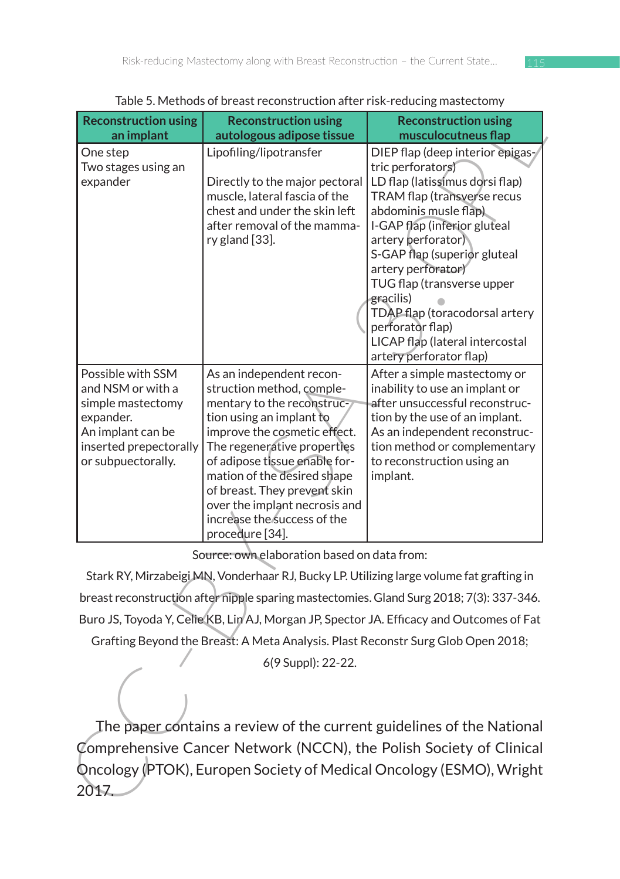Table 5. Methods of breast reconstruction after risk-reducing mastectomy

| Reconstruction using an implant | Reconstruction using autologous adipose tissue | Reconstruction using musculocutneus flap |
|---|---|---|
| One step<br>Two stages using an expander | Lipofiling/lipotransfer<br><br>Directly to the major pectoral muscle, lateral fascia of the chest and under the skin left after removal of the mammary gland [33]. | DIEP flap (deep interior epigastric perforators)<br>LD flap (latissimus dorsi flap)<br>TRAM flap (transverse recus abdominis musle flap)<br>I-GAP flap (inferior gluteal artery perforator)<br>S-GAP flap (superior gluteal artery perforator)<br>TUG flap (transverse upper gracilis)<br>TDAP flap (toracodorsal artery perforator flap)<br>LICAP flap (lateral intercostal artery perforator flap) |
| Possible with SSM and NSM or with a simple mastectomy expander.<br>An implant can be inserted prepectorally or subpuectorally. | As an independent reconstruction method, complementary to the reconstruction using an implant to improve the cosmetic effect. The regenerative properties of adipose tissue enable formation of the desired shape of breast. They prevent skin over the implant necrosis and increase the success of the procedure [34]. | After a simple mastectomy or inability to use an implant or after unsuccessful reconstruction by the use of an implant.<br>As an independent reconstruction method or complementary to reconstruction using an implant. |

Source: own elaboration based on data from:

Stark RY, Mirzabeigi MN, Vonderhaar RJ, Bucky LP. Utilizing large volume fat grafting in breast reconstruction after nipple sparing mastectomies. Gland Surg 2018; 7(3): 337-346. Buro JS, Toyoda Y, Celie KB, Lin AJ, Morgan JP, Spector JA. Efficacy and Outcomes of Fat Grafting Beyond the Breast: A Meta Analysis. Plast Reconstr Surg Glob Open 2018; 6(9 Suppl): 22-22.

The paper contains a review of the current guidelines of the National Comprehensive Cancer Network (NCCN), the Polish Society of Clinical Oncology (PTOK), Europen Society of Medical Oncology (ESMO), Wright 2017.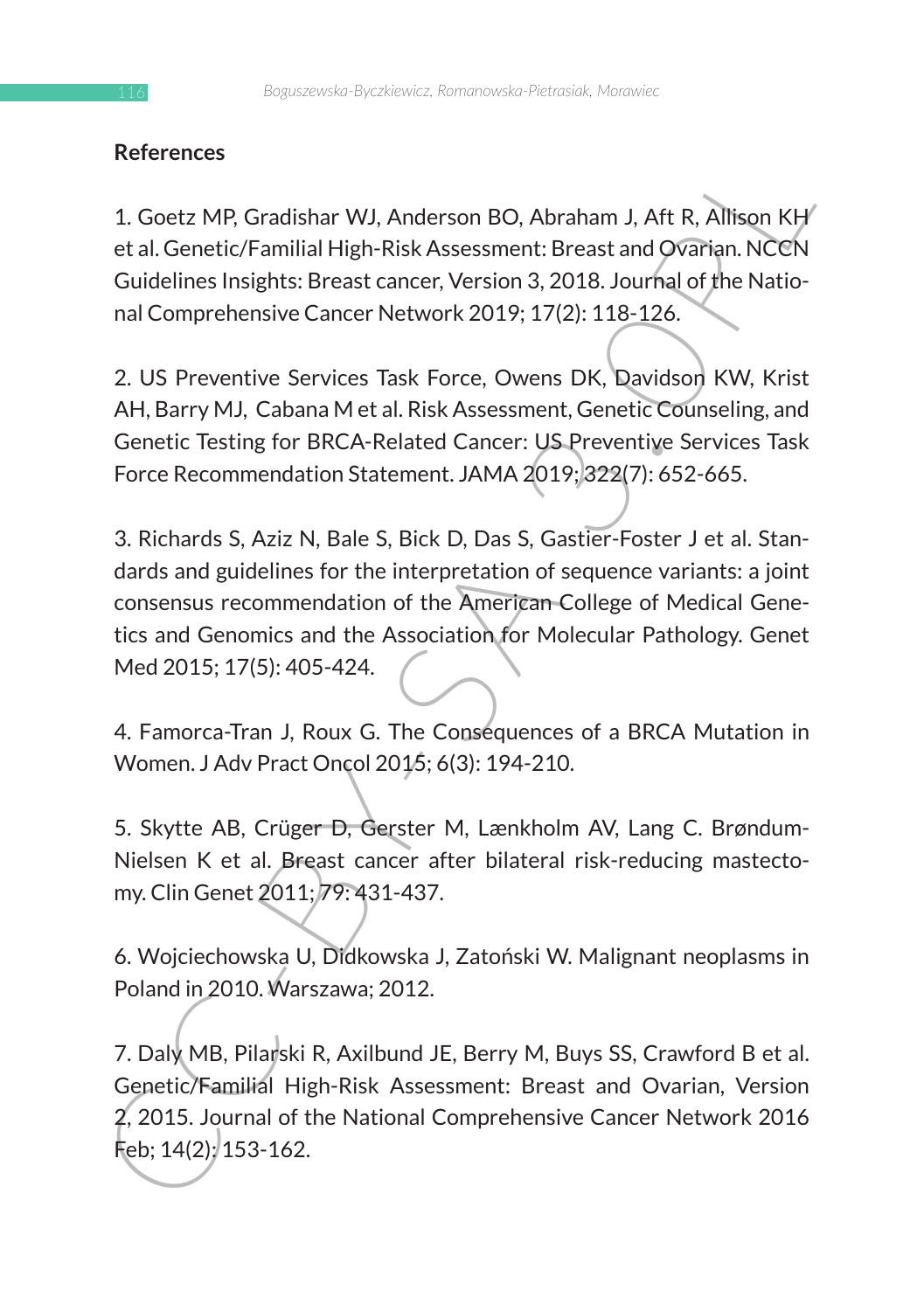## References

1. Goetz MP, Gradishar WJ, Anderson BO, Abraham J, Aft R, Allison KH et al. Genetic/Familial High-Risk Assessment: Breast and Ovarian. NCCN Guidelines Insights: Breast cancer, Version 3, 2018. Journal of the National Comprehensive Cancer Network 2019; 17(2): 118-126.

2. US Preventive Services Task Force, Owens DK, Davidson KW, Krist AH, Barry MJ, Cabana M et al. Risk Assessment, Genetic Counseling, and Genetic Testing for BRCA-Related Cancer: US Preventive Services Task Force Recommendation Statement. JAMA 2019; 322(7): 652-665.

3. Richards S, Aziz N, Bale S, Bick D, Das S, Gastier-Foster J et al. Standards and guidelines for the interpretation of sequence variants: a joint consensus recommendation of the American College of Medical Genetics and Genomics and the Association for Molecular Pathology. Genet Med 2015; 17(5): 405-424.

4. Famorca-Tran J, Roux G. The Consequences of a BRCA Mutation in Women. J Adv Pract Oncol 2015; 6(3): 194-210.

5. Skytte AB, Crüger D, Gerster M, Lænkholm AV, Lang C. Brøndum-Nielsen K et al. Breast cancer after bilateral risk-reducing mastectomy. Clin Genet 2011; 79: 431-437.

6. Wojciechowska U, Didkowska J, Zatoński W. Malignant neoplasms in Poland in 2010. Warszawa; 2012.

7. Daly MB, Pilarski R, Axilbund JE, Berry M, Buys SS, Crawford B et al. Genetic/Familial High-Risk Assessment: Breast and Ovarian, Version 2, 2015. Journal of the National Comprehensive Cancer Network 2016 Feb; 14(2): 153-162.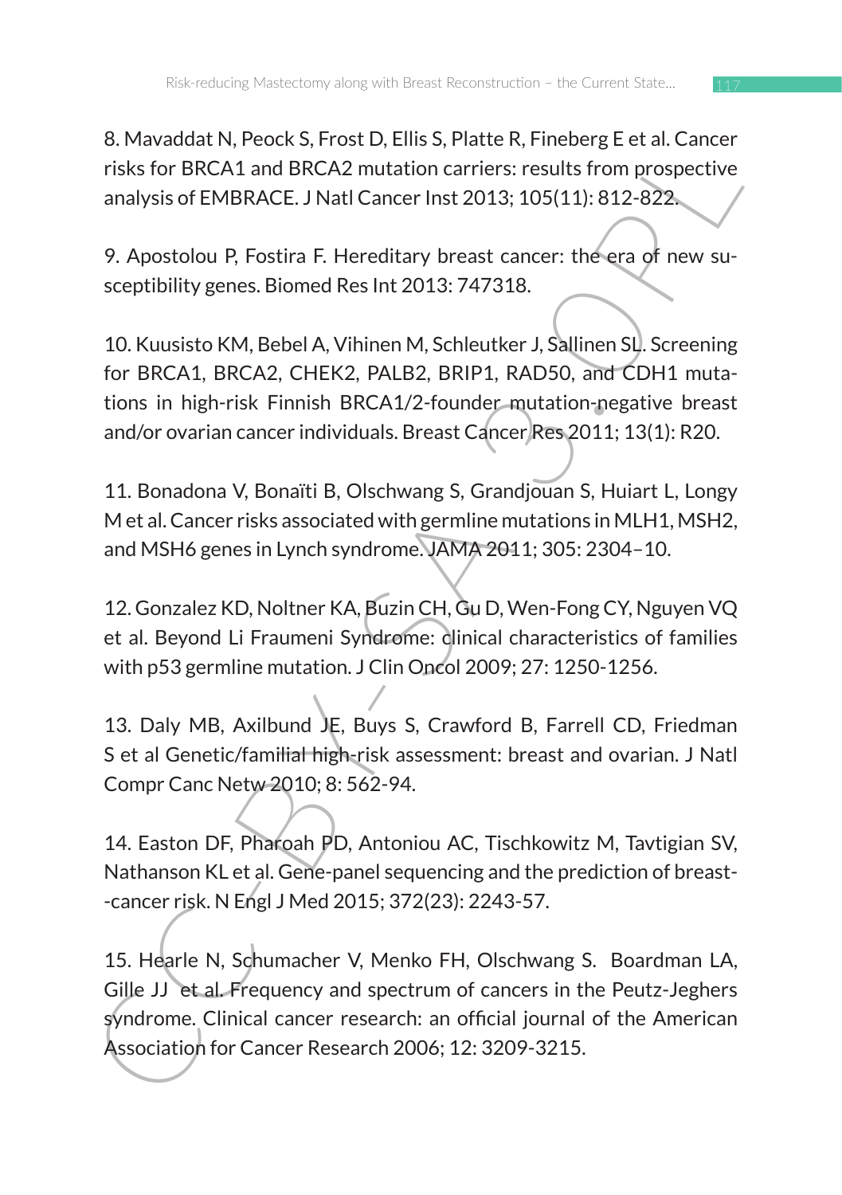8. Mavaddat N, Peock S, Frost D, Ellis S, Platte R, Fineberg E et al. Cancer risks for BRCA1 and BRCA2 mutation carriers: results from prospective analysis of EMBRACE. J Natl Cancer Inst 2013; 105(11): 812-822.

9. Apostolou P, Fostira F. Hereditary breast cancer: the era of new susceptibility genes. Biomed Res Int 2013: 747318.

10. Kuusisto KM, Bebel A, Vihinen M, Schleutker J, Sallinen SL. Screening for BRCA1, BRCA2, CHEK2, PALB2, BRIP1, RAD50, and CDH1 mutations in high-risk Finnish BRCA1/2-founder mutation-negative breast and/or ovarian cancer individuals. Breast Cancer Res 2011; 13(1): R20.

11. Bonadona V, Bonaïti B, Olschwang S, Grandjouan S, Huiart L, Longy M et al. Cancer risks associated with germline mutations in MLH1, MSH2, and MSH6 genes in Lynch syndrome. JAMA 2011; 305: 2304–10.

12. Gonzalez KD, Noltner KA, Buzin CH, Gu D, Wen-Fong CY, Nguyen VQ et al. Beyond Li Fraumeni Syndrome: clinical characteristics of families with p53 germline mutation. J Clin Oncol 2009; 27: 1250-1256.

13. Daly MB, Axilbund JE, Buys S, Crawford B, Farrell CD, Friedman S et al Genetic/familial high-risk assessment: breast and ovarian. J Natl Compr Canc Netw 2010; 8: 562-94.

14. Easton DF, Pharoah PD, Antoniou AC, Tischkowitz M, Tavtigian SV, Nathanson KL et al. Gene-panel sequencing and the prediction of breast--cancer risk. N Engl J Med 2015; 372(23): 2243-57.

15. Hearle N, Schumacher V, Menko FH, Olschwang S. Boardman LA, Gille JJ et al. Frequency and spectrum of cancers in the Peutz-Jeghers syndrome. Clinical cancer research: an official journal of the American Association for Cancer Research 2006; 12: 3209-3215.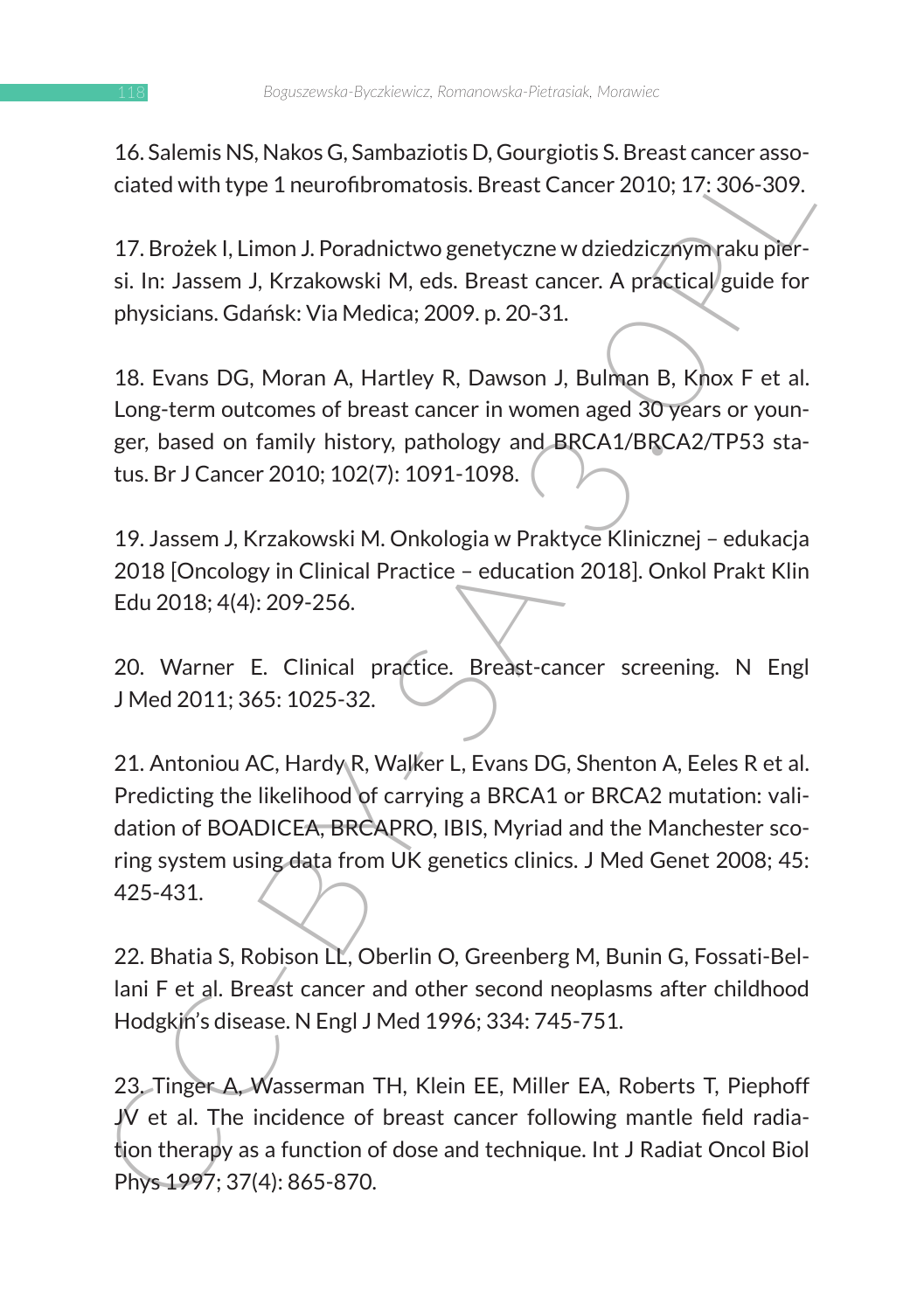16. Salemis NS, Nakos G, Sambaziotis D, Gourgiotis S. Breast cancer associated with type 1 neurofibromatosis. Breast Cancer 2010; 17: 306-309.

17. Brożek I, Limon J. Poradnictwo genetyczne w dziedzicznym raku piersi. In: Jassem J, Krzakowski M, eds. Breast cancer. A practical guide for physicians. Gdańsk: Via Medica; 2009. p. 20-31.

18. Evans DG, Moran A, Hartley R, Dawson J, Bulman B, Knox F et al. Long-term outcomes of breast cancer in women aged 30 years or younger, based on family history, pathology and BRCA1/BRCA2/TP53 status. Br J Cancer 2010; 102(7): 1091-1098.

19. Jassem J, Krzakowski M. Onkologia w Praktyce Klinicznej – edukacja 2018 [Oncology in Clinical Practice – education 2018]. Onkol Prakt Klin Edu 2018; 4(4): 209-256.

20. Warner E. Clinical practice. Breast-cancer screening. N Engl J Med 2011; 365: 1025-32.

21. Antoniou AC, Hardy R, Walker L, Evans DG, Shenton A, Eeles R et al. Predicting the likelihood of carrying a BRCA1 or BRCA2 mutation: validation of BOADICEA, BRCAPRO, IBIS, Myriad and the Manchester scoring system using data from UK genetics clinics. J Med Genet 2008; 45: 425-431.

22. Bhatia S, Robison LL, Oberlin O, Greenberg M, Bunin G, Fossati-Bellani F et al. Breast cancer and other second neoplasms after childhood Hodgkin's disease. N Engl J Med 1996; 334: 745-751.

23. Tinger A, Wasserman TH, Klein EE, Miller EA, Roberts T, Piephoff JV et al. The incidence of breast cancer following mantle field radiation therapy as a function of dose and technique. Int J Radiat Oncol Biol Phys 1997; 37(4): 865-870.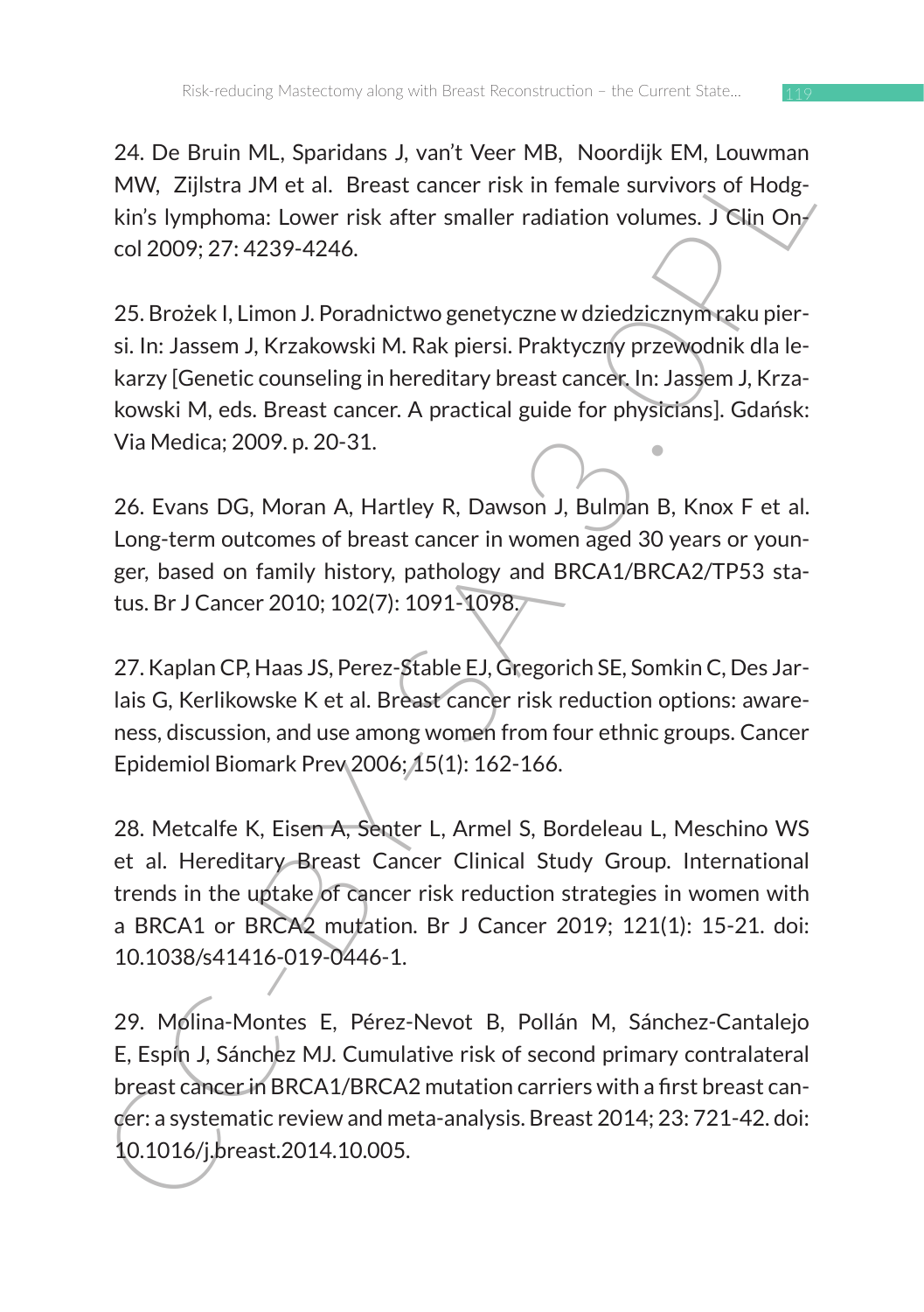24. De Bruin ML, Sparidans J, van't Veer MB, Noordijk EM, Louwman MW, Zijlstra JM et al. Breast cancer risk in female survivors of Hodgkin's lymphoma: Lower risk after smaller radiation volumes. J Clin Oncol 2009; 27: 4239-4246.

25. Brożek I, Limon J. Poradnictwo genetyczne w dziedzicznym raku piersi. In: Jassem J, Krzakowski M. Rak piersi. Praktyczny przewodnik dla lekarzy [Genetic counseling in hereditary breast cancer. In: Jassem J, Krzakowski M, eds. Breast cancer. A practical guide for physicians]. Gdańsk: Via Medica; 2009. p. 20-31.

26. Evans DG, Moran A, Hartley R, Dawson J, Bulman B, Knox F et al. Long-term outcomes of breast cancer in women aged 30 years or younger, based on family history, pathology and BRCA1/BRCA2/TP53 status. Br J Cancer 2010; 102(7): 1091-1098.

27. Kaplan CP, Haas JS, Perez-Stable EJ, Gregorich SE, Somkin C, Des Jarlais G, Kerlikowske K et al. Breast cancer risk reduction options: awareness, discussion, and use among women from four ethnic groups. Cancer Epidemiol Biomark Prev 2006; 15(1): 162-166.

28. Metcalfe K, Eisen A, Senter L, Armel S, Bordeleau L, Meschino WS et al. Hereditary Breast Cancer Clinical Study Group. International trends in the uptake of cancer risk reduction strategies in women with a BRCA1 or BRCA2 mutation. Br J Cancer 2019; 121(1): 15-21. doi: 10.1038/s41416-019-0446-1.

29. Molina-Montes E, Pérez-Nevot B, Pollán M, Sánchez-Cantalejo E, Espín J, Sánchez MJ. Cumulative risk of second primary contralateral breast cancer in BRCA1/BRCA2 mutation carriers with a first breast cancer: a systematic review and meta-analysis. Breast 2014; 23: 721-42. doi: 10.1016/j.breast.2014.10.005.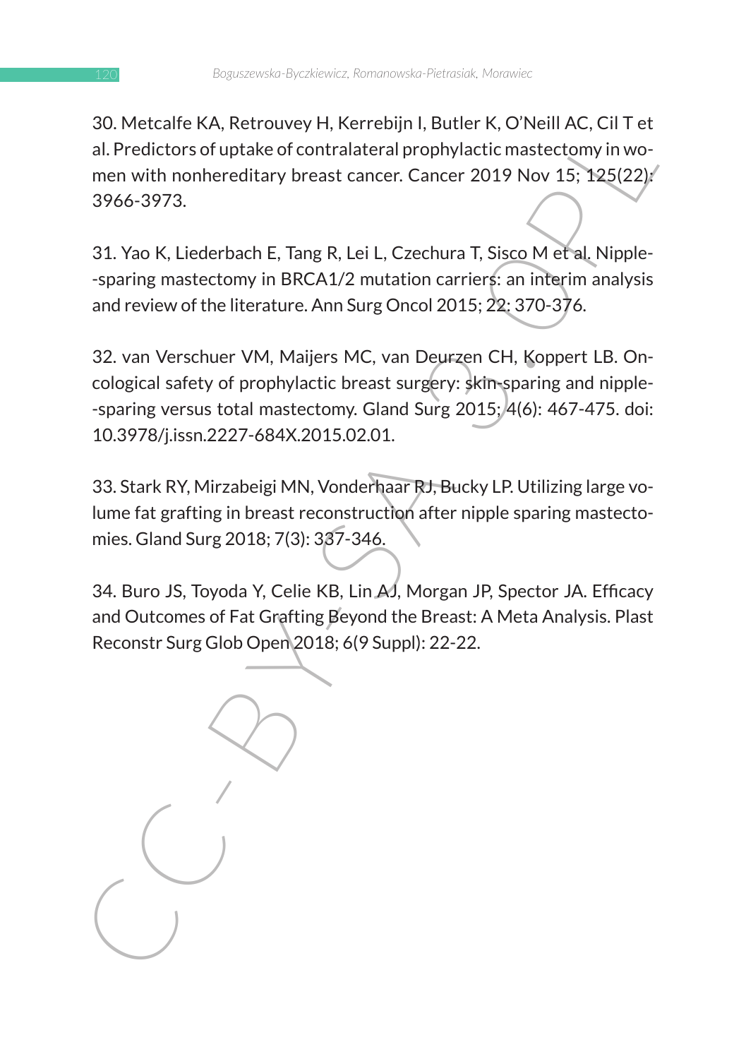30. Metcalfe KA, Retrouvey H, Kerrebijn I, Butler K, O'Neill AC, Cil T et al. Predictors of uptake of contralateral prophylactic mastectomy in women with nonhereditary breast cancer. Cancer 2019 Nov 15; 125(22): 3966-3973.

31. Yao K, Liederbach E, Tang R, Lei L, Czechura T, Sisco M et al. Nipple-sparing mastectomy in BRCA1/2 mutation carriers: an interim analysis and review of the literature. Ann Surg Oncol 2015; 22: 370-376.

32. van Verschuer VM, Maijers MC, van Deurzen CH, Koppert LB. Oncological safety of prophylactic breast surgery: skin-sparing and nipple-sparing versus total mastectomy. Gland Surg 2015; 4(6): 467-475. doi: 10.3978/j.issn.2227-684X.2015.02.01.

33. Stark RY, Mirzabeigi MN, Vonderhaar RJ, Bucky LP. Utilizing large volume fat grafting in breast reconstruction after nipple sparing mastectomies. Gland Surg 2018; 7(3): 337-346.

34. Buro JS, Toyoda Y, Celie KB, Lin AJ, Morgan JP, Spector JA. Efficacy and Outcomes of Fat Grafting Beyond the Breast: A Meta Analysis. Plast Reconstr Surg Glob Open 2018; 6(9 Suppl): 22-22.